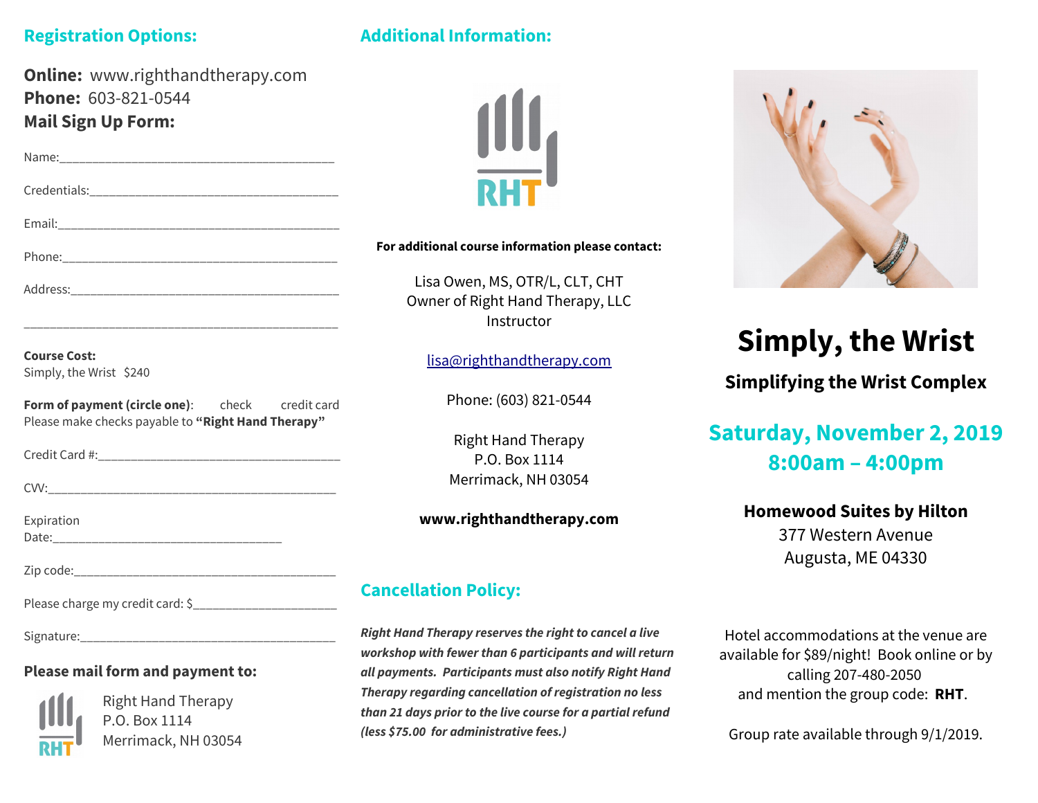## Registration Options:

**Online:** www.righthandtherapy.com
**Phone:** 603-821-0544
**Mail Sign Up Form:**

Name:___________________________________________

Credentials:______________________________________

Email:___________________________________________

Phone:__________________________________________

Address:_________________________________________

_______________________________________________

**Course Cost:**
Simply, the Wrist $240

**Form of payment (circle one)**: check credit card
Please make checks payable to **"Right Hand Therapy"**

Credit Card #:_____________________________________

CVV:____________________________________________

Expiration Date:____________________________________

Zip code:________________________________________

Please charge my credit card: $______________________

Signature:________________________________________

**Please mail form and payment to:**

Right Hand Therapy
P.O. Box 1114
Merrimack, NH 03054

## Additional Information:

RHT

**For additional course information please contact:**

Lisa Owen, MS, OTR/L, CLT, CHT
Owner of Right Hand Therapy, LLC
Instructor

lisa@righthandtherapy.com

Phone: (603) 821-0544

Right Hand Therapy
P.O. Box 1114
Merrimack, NH 03054

**www.righthandtherapy.com**

## Cancellation Policy:

***Right Hand Therapy reserves the right to cancel a live workshop with fewer than 6 participants and will return all payments. Participants must also notify Right Hand Therapy regarding cancellation of registration no less than 21 days prior to the live course for a partial refund (less $75.00 for administrative fees.)***

# Simply, the Wrist

### Simplifying the Wrist Complex

## Saturday, November 2, 2019
## 8:00am – 4:00pm

**Homewood Suites by Hilton**
377 Western Avenue
Augusta, ME 04330

Hotel accommodations at the venue are available for $89/night! Book online or by calling 207-480-2050 and mention the group code: **RHT**.

Group rate available through 9/1/2019.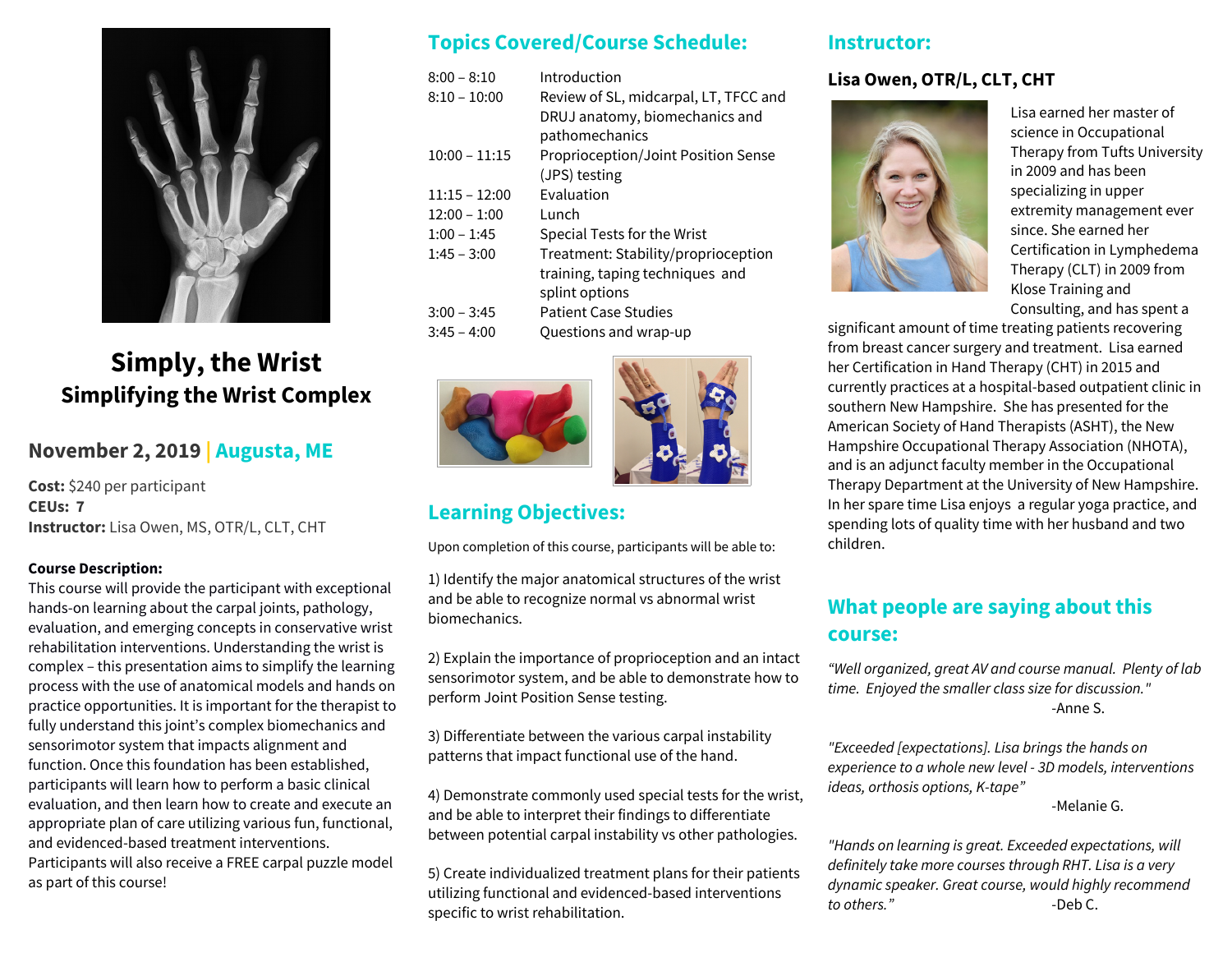# Simply, the Wrist

## Simplifying the Wrist Complex

## November 2, 2019 | Augusta, ME

**Cost:** $240 per participant
**CEUs: 7**
**Instructor:** Lisa Owen, MS, OTR/L, CLT, CHT

**Course Description:**
This course will provide the participant with exceptional hands-on learning about the carpal joints, pathology, evaluation, and emerging concepts in conservative wrist rehabilitation interventions. Understanding the wrist is complex – this presentation aims to simplify the learning process with the use of anatomical models and hands on practice opportunities. It is important for the therapist to fully understand this joint's complex biomechanics and sensorimotor system that impacts alignment and function. Once this foundation has been established, participants will learn how to perform a basic clinical evaluation, and then learn how to create and execute an appropriate plan of care utilizing various fun, functional, and evidenced-based treatment interventions. Participants will also receive a FREE carpal puzzle model as part of this course!

## Topics Covered/Course Schedule:

| | |
|---|---|
| 8:00 – 8:10 | Introduction |
| 8:10 – 10:00 | Review of SL, midcarpal, LT, TFCC and DRUJ anatomy, biomechanics and pathomechanics |
| 10:00 – 11:15 | Proprioception/Joint Position Sense (JPS) testing |
| 11:15 – 12:00 | Evaluation |
| 12:00 – 1:00 | Lunch |
| 1:00 – 1:45 | Special Tests for the Wrist |
| 1:45 – 3:00 | Treatment: Stability/proprioception training, taping techniques and splint options |
| 3:00 – 3:45 | Patient Case Studies |
| 3:45 – 4:00 | Questions and wrap-up |

## Learning Objectives:

Upon completion of this course, participants will be able to:

1) Identify the major anatomical structures of the wrist and be able to recognize normal vs abnormal wrist biomechanics.

2) Explain the importance of proprioception and an intact sensorimotor system, and be able to demonstrate how to perform Joint Position Sense testing.

3) Differentiate between the various carpal instability patterns that impact functional use of the hand.

4) Demonstrate commonly used special tests for the wrist, and be able to interpret their findings to differentiate between potential carpal instability vs other pathologies.

5) Create individualized treatment plans for their patients utilizing functional and evidenced-based interventions specific to wrist rehabilitation.

## Instructor:

### Lisa Owen, OTR/L, CLT, CHT

Lisa earned her master of science in Occupational Therapy from Tufts University in 2009 and has been specializing in upper extremity management ever since. She earned her Certification in Lymphedema Therapy (CLT) in 2009 from Klose Training and Consulting, and has spent a significant amount of time treating patients recovering from breast cancer surgery and treatment. Lisa earned her Certification in Hand Therapy (CHT) in 2015 and currently practices at a hospital-based outpatient clinic in southern New Hampshire. She has presented for the American Society of Hand Therapists (ASHT), the New Hampshire Occupational Therapy Association (NHOTA), and is an adjunct faculty member in the Occupational Therapy Department at the University of New Hampshire. In her spare time Lisa enjoys a regular yoga practice, and spending lots of quality time with her husband and two children.

## What people are saying about this course:

*"Well organized, great AV and course manual. Plenty of lab time. Enjoyed the smaller class size for discussion."*
-Anne S.

*"Exceeded [expectations]. Lisa brings the hands on experience to a whole new level - 3D models, interventions ideas, orthosis options, K-tape"*
-Melanie G.

*"Hands on learning is great. Exceeded expectations, will definitely take more courses through RHT. Lisa is a very dynamic speaker. Great course, would highly recommend to others."*
-Deb C.